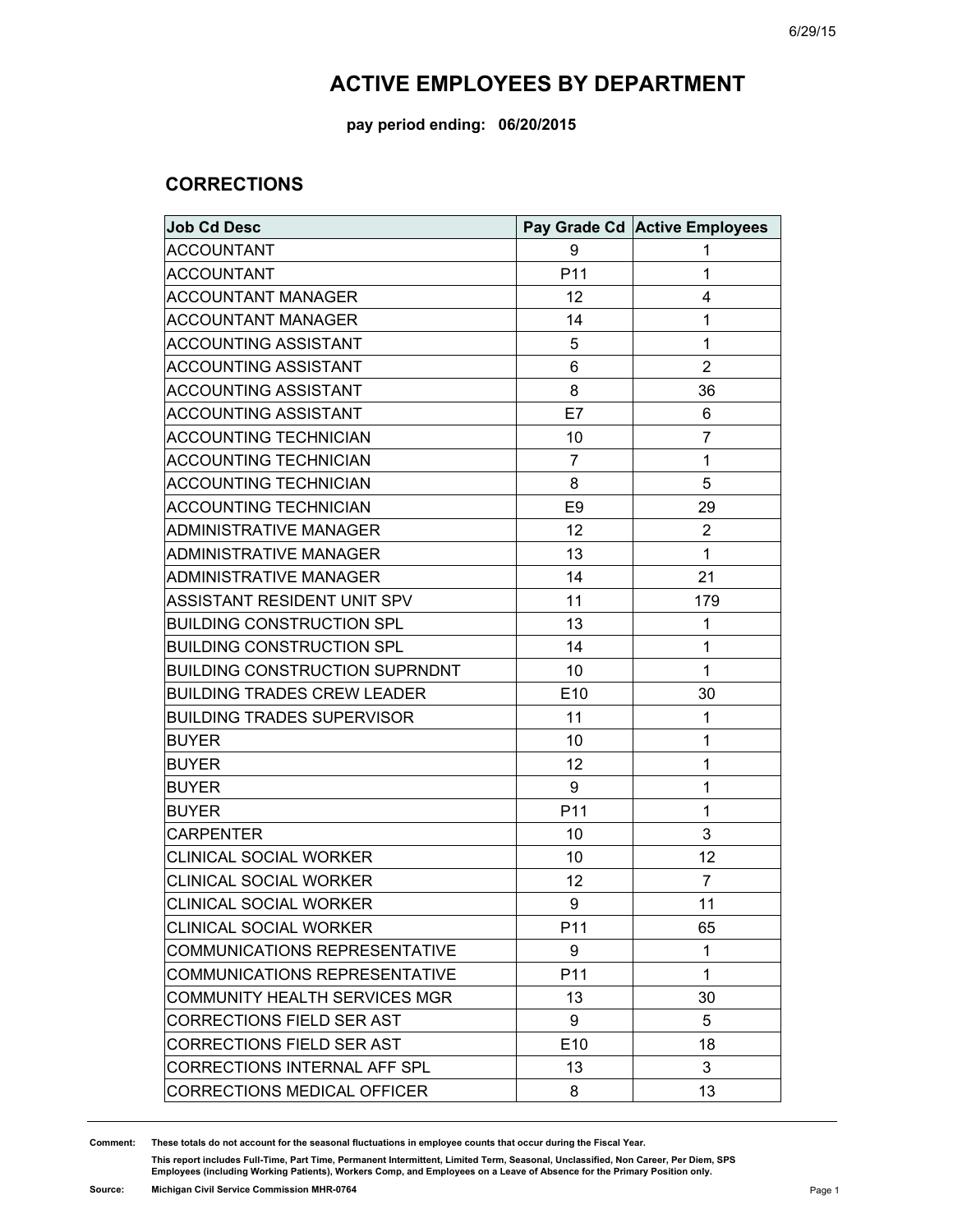# ACTIVE EMPLOYEES BY DEPARTMENT

**pay period ending: 06/20/2015**

## CORRECTIONS

| Job Cd Desc | Pay Grade Cd | Active Employees |
|---|---|---|
| ACCOUNTANT | 9 | 1 |
| ACCOUNTANT | P11 | 1 |
| ACCOUNTANT MANAGER | 12 | 4 |
| ACCOUNTANT MANAGER | 14 | 1 |
| ACCOUNTING ASSISTANT | 5 | 1 |
| ACCOUNTING ASSISTANT | 6 | 2 |
| ACCOUNTING ASSISTANT | 8 | 36 |
| ACCOUNTING ASSISTANT | E7 | 6 |
| ACCOUNTING TECHNICIAN | 10 | 7 |
| ACCOUNTING TECHNICIAN | 7 | 1 |
| ACCOUNTING TECHNICIAN | 8 | 5 |
| ACCOUNTING TECHNICIAN | E9 | 29 |
| ADMINISTRATIVE MANAGER | 12 | 2 |
| ADMINISTRATIVE MANAGER | 13 | 1 |
| ADMINISTRATIVE MANAGER | 14 | 21 |
| ASSISTANT RESIDENT UNIT SPV | 11 | 179 |
| BUILDING CONSTRUCTION SPL | 13 | 1 |
| BUILDING CONSTRUCTION SPL | 14 | 1 |
| BUILDING CONSTRUCTION SUPRNDNT | 10 | 1 |
| BUILDING TRADES CREW LEADER | E10 | 30 |
| BUILDING TRADES SUPERVISOR | 11 | 1 |
| BUYER | 10 | 1 |
| BUYER | 12 | 1 |
| BUYER | 9 | 1 |
| BUYER | P11 | 1 |
| CARPENTER | 10 | 3 |
| CLINICAL SOCIAL WORKER | 10 | 12 |
| CLINICAL SOCIAL WORKER | 12 | 7 |
| CLINICAL SOCIAL WORKER | 9 | 11 |
| CLINICAL SOCIAL WORKER | P11 | 65 |
| COMMUNICATIONS REPRESENTATIVE | 9 | 1 |
| COMMUNICATIONS REPRESENTATIVE | P11 | 1 |
| COMMUNITY HEALTH SERVICES MGR | 13 | 30 |
| CORRECTIONS FIELD SER AST | 9 | 5 |
| CORRECTIONS FIELD SER AST | E10 | 18 |
| CORRECTIONS INTERNAL AFF SPL | 13 | 3 |
| CORRECTIONS MEDICAL OFFICER | 8 | 13 |

**Comment:** These totals do not account for the seasonal fluctuations in employee counts that occur during the Fiscal Year.

This report includes Full-Time, Part Time, Permanent Intermittent, Limited Term, Seasonal, Unclassified, Non Career, Per Diem, SPS Employees (including Working Patients), Workers Comp, and Employees on a Leave of Absence for the Primary Position only.

**Source:** Michigan Civil Service Commission MHR-0764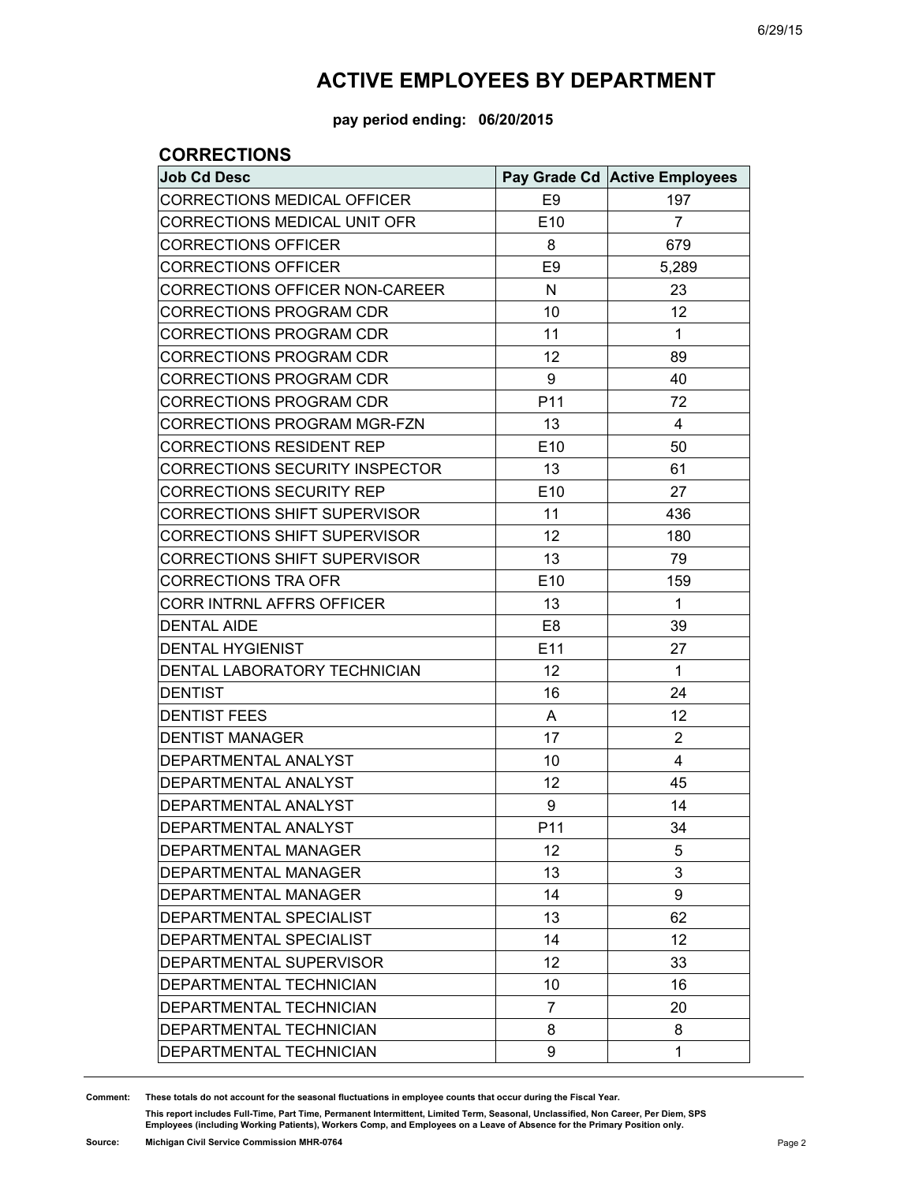# ACTIVE EMPLOYEES BY DEPARTMENT

**pay period ending: 06/20/2015**

## CORRECTIONS

| Job Cd Desc | Pay Grade Cd | Active Employees |
|---|---|---|
| CORRECTIONS MEDICAL OFFICER | E9 | 197 |
| CORRECTIONS MEDICAL UNIT OFR | E10 | 7 |
| CORRECTIONS OFFICER | 8 | 679 |
| CORRECTIONS OFFICER | E9 | 5,289 |
| CORRECTIONS OFFICER NON-CAREER | N | 23 |
| CORRECTIONS PROGRAM CDR | 10 | 12 |
| CORRECTIONS PROGRAM CDR | 11 | 1 |
| CORRECTIONS PROGRAM CDR | 12 | 89 |
| CORRECTIONS PROGRAM CDR | 9 | 40 |
| CORRECTIONS PROGRAM CDR | P11 | 72 |
| CORRECTIONS PROGRAM MGR-FZN | 13 | 4 |
| CORRECTIONS RESIDENT REP | E10 | 50 |
| CORRECTIONS SECURITY INSPECTOR | 13 | 61 |
| CORRECTIONS SECURITY REP | E10 | 27 |
| CORRECTIONS SHIFT SUPERVISOR | 11 | 436 |
| CORRECTIONS SHIFT SUPERVISOR | 12 | 180 |
| CORRECTIONS SHIFT SUPERVISOR | 13 | 79 |
| CORRECTIONS TRA OFR | E10 | 159 |
| CORR INTRNL AFFRS OFFICER | 13 | 1 |
| DENTAL AIDE | E8 | 39 |
| DENTAL HYGIENIST | E11 | 27 |
| DENTAL LABORATORY TECHNICIAN | 12 | 1 |
| DENTIST | 16 | 24 |
| DENTIST FEES | A | 12 |
| DENTIST MANAGER | 17 | 2 |
| DEPARTMENTAL ANALYST | 10 | 4 |
| DEPARTMENTAL ANALYST | 12 | 45 |
| DEPARTMENTAL ANALYST | 9 | 14 |
| DEPARTMENTAL ANALYST | P11 | 34 |
| DEPARTMENTAL MANAGER | 12 | 5 |
| DEPARTMENTAL MANAGER | 13 | 3 |
| DEPARTMENTAL MANAGER | 14 | 9 |
| DEPARTMENTAL SPECIALIST | 13 | 62 |
| DEPARTMENTAL SPECIALIST | 14 | 12 |
| DEPARTMENTAL SUPERVISOR | 12 | 33 |
| DEPARTMENTAL TECHNICIAN | 10 | 16 |
| DEPARTMENTAL TECHNICIAN | 7 | 20 |
| DEPARTMENTAL TECHNICIAN | 8 | 8 |
| DEPARTMENTAL TECHNICIAN | 9 | 1 |

**Comment:** These totals do not account for the seasonal fluctuations in employee counts that occur during the Fiscal Year.

This report includes Full-Time, Part Time, Permanent Intermittent, Limited Term, Seasonal, Unclassified, Non Career, Per Diem, SPS Employees (including Working Patients), Workers Comp, and Employees on a Leave of Absence for the Primary Position only.

**Source:** Michigan Civil Service Commission MHR-0764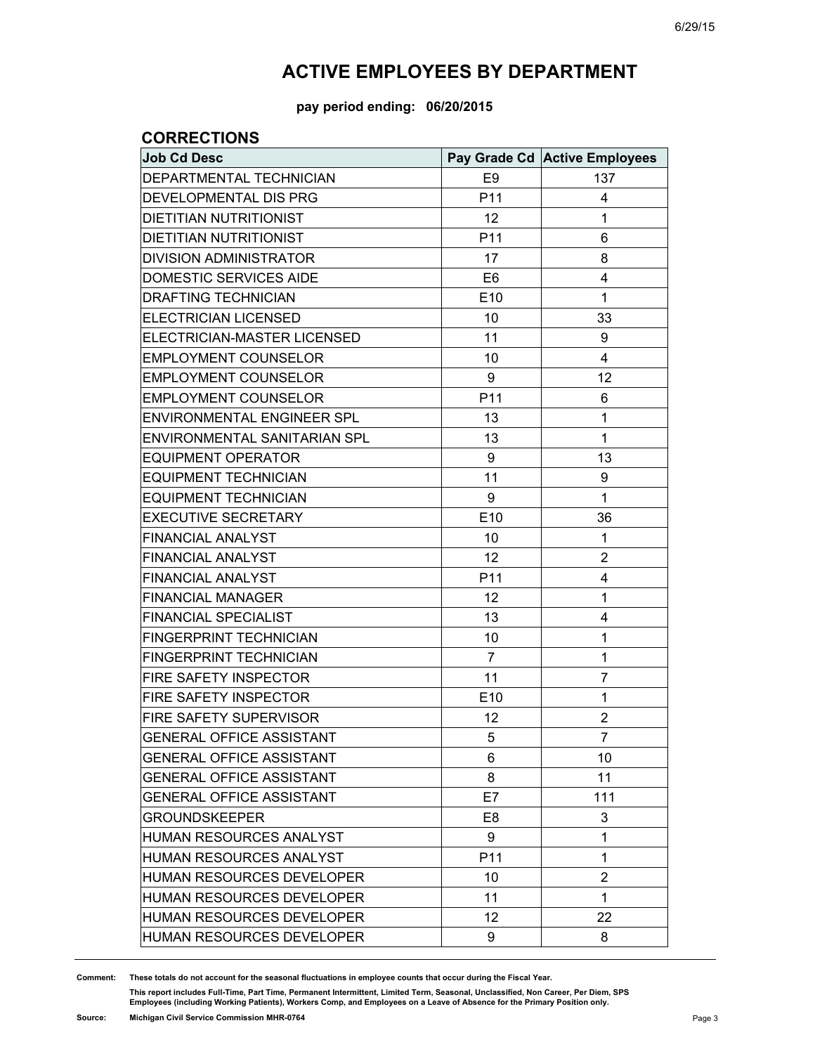# ACTIVE EMPLOYEES BY DEPARTMENT

**pay period ending: 06/20/2015**

## CORRECTIONS

| Job Cd Desc | Pay Grade Cd | Active Employees |
|---|---|---|
| DEPARTMENTAL TECHNICIAN | E9 | 137 |
| DEVELOPMENTAL DIS PRG | P11 | 4 |
| DIETITIAN NUTRITIONIST | 12 | 1 |
| DIETITIAN NUTRITIONIST | P11 | 6 |
| DIVISION ADMINISTRATOR | 17 | 8 |
| DOMESTIC SERVICES AIDE | E6 | 4 |
| DRAFTING TECHNICIAN | E10 | 1 |
| ELECTRICIAN LICENSED | 10 | 33 |
| ELECTRICIAN-MASTER LICENSED | 11 | 9 |
| EMPLOYMENT COUNSELOR | 10 | 4 |
| EMPLOYMENT COUNSELOR | 9 | 12 |
| EMPLOYMENT COUNSELOR | P11 | 6 |
| ENVIRONMENTAL ENGINEER SPL | 13 | 1 |
| ENVIRONMENTAL SANITARIAN SPL | 13 | 1 |
| EQUIPMENT OPERATOR | 9 | 13 |
| EQUIPMENT TECHNICIAN | 11 | 9 |
| EQUIPMENT TECHNICIAN | 9 | 1 |
| EXECUTIVE SECRETARY | E10 | 36 |
| FINANCIAL ANALYST | 10 | 1 |
| FINANCIAL ANALYST | 12 | 2 |
| FINANCIAL ANALYST | P11 | 4 |
| FINANCIAL MANAGER | 12 | 1 |
| FINANCIAL SPECIALIST | 13 | 4 |
| FINGERPRINT TECHNICIAN | 10 | 1 |
| FINGERPRINT TECHNICIAN | 7 | 1 |
| FIRE SAFETY INSPECTOR | 11 | 7 |
| FIRE SAFETY INSPECTOR | E10 | 1 |
| FIRE SAFETY SUPERVISOR | 12 | 2 |
| GENERAL OFFICE ASSISTANT | 5 | 7 |
| GENERAL OFFICE ASSISTANT | 6 | 10 |
| GENERAL OFFICE ASSISTANT | 8 | 11 |
| GENERAL OFFICE ASSISTANT | E7 | 111 |
| GROUNDSKEEPER | E8 | 3 |
| HUMAN RESOURCES ANALYST | 9 | 1 |
| HUMAN RESOURCES ANALYST | P11 | 1 |
| HUMAN RESOURCES DEVELOPER | 10 | 2 |
| HUMAN RESOURCES DEVELOPER | 11 | 1 |
| HUMAN RESOURCES DEVELOPER | 12 | 22 |
| HUMAN RESOURCES DEVELOPER | 9 | 8 |

**Comment:** These totals do not account for the seasonal fluctuations in employee counts that occur during the Fiscal Year.

This report includes Full-Time, Part Time, Permanent Intermittent, Limited Term, Seasonal, Unclassified, Non Career, Per Diem, SPS Employees (including Working Patients), Workers Comp, and Employees on a Leave of Absence for the Primary Position only.

**Source:** Michigan Civil Service Commission MHR-0764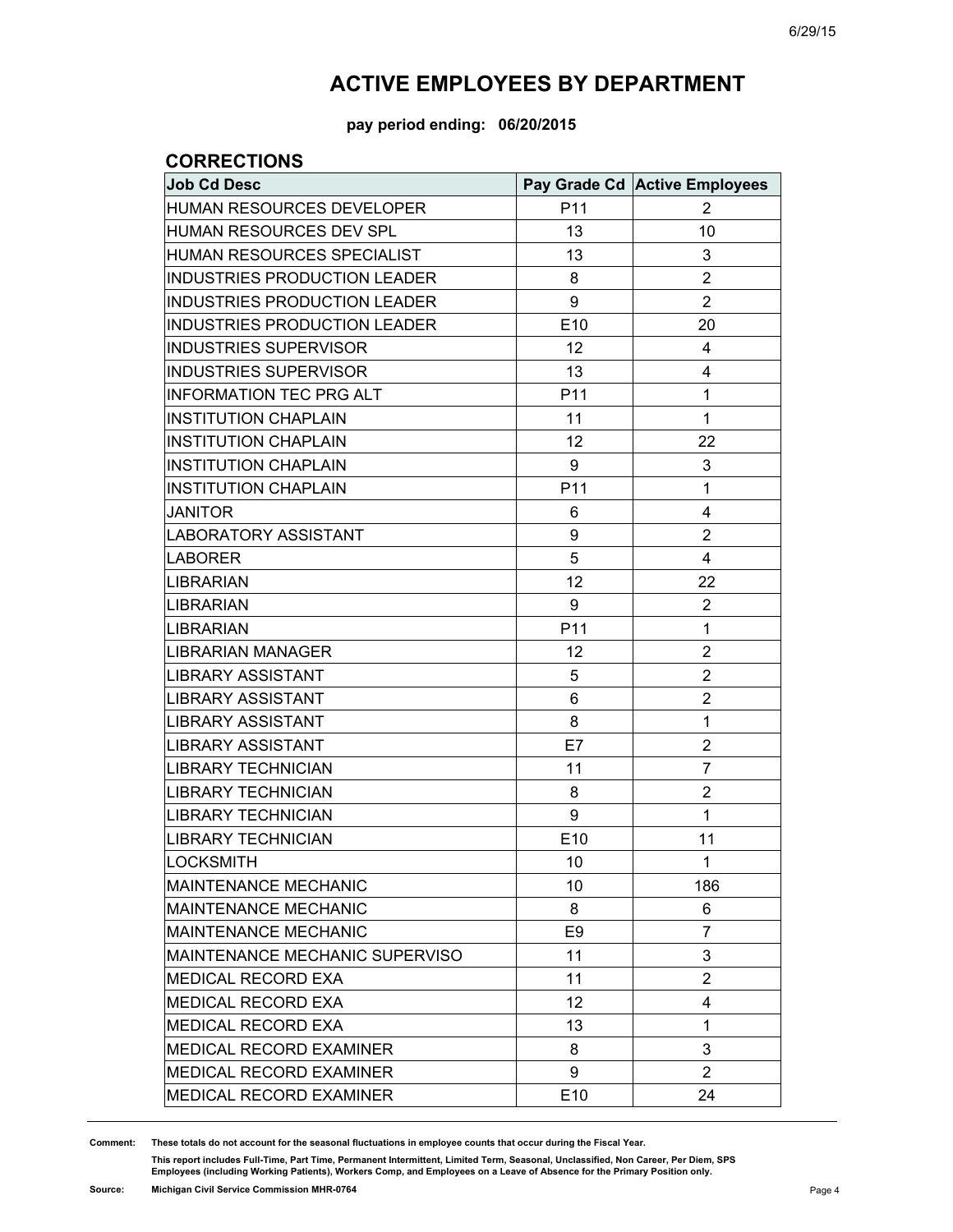# ACTIVE EMPLOYEES BY DEPARTMENT

**pay period ending: 06/20/2015**

## CORRECTIONS

| Job Cd Desc | Pay Grade Cd | Active Employees |
|---|---|---|
| HUMAN RESOURCES DEVELOPER | P11 | 2 |
| HUMAN RESOURCES DEV SPL | 13 | 10 |
| HUMAN RESOURCES SPECIALIST | 13 | 3 |
| INDUSTRIES PRODUCTION LEADER | 8 | 2 |
| INDUSTRIES PRODUCTION LEADER | 9 | 2 |
| INDUSTRIES PRODUCTION LEADER | E10 | 20 |
| INDUSTRIES SUPERVISOR | 12 | 4 |
| INDUSTRIES SUPERVISOR | 13 | 4 |
| INFORMATION TEC PRG ALT | P11 | 1 |
| INSTITUTION CHAPLAIN | 11 | 1 |
| INSTITUTION CHAPLAIN | 12 | 22 |
| INSTITUTION CHAPLAIN | 9 | 3 |
| INSTITUTION CHAPLAIN | P11 | 1 |
| JANITOR | 6 | 4 |
| LABORATORY ASSISTANT | 9 | 2 |
| LABORER | 5 | 4 |
| LIBRARIAN | 12 | 22 |
| LIBRARIAN | 9 | 2 |
| LIBRARIAN | P11 | 1 |
| LIBRARIAN MANAGER | 12 | 2 |
| LIBRARY ASSISTANT | 5 | 2 |
| LIBRARY ASSISTANT | 6 | 2 |
| LIBRARY ASSISTANT | 8 | 1 |
| LIBRARY ASSISTANT | E7 | 2 |
| LIBRARY TECHNICIAN | 11 | 7 |
| LIBRARY TECHNICIAN | 8 | 2 |
| LIBRARY TECHNICIAN | 9 | 1 |
| LIBRARY TECHNICIAN | E10 | 11 |
| LOCKSMITH | 10 | 1 |
| MAINTENANCE MECHANIC | 10 | 186 |
| MAINTENANCE MECHANIC | 8 | 6 |
| MAINTENANCE MECHANIC | E9 | 7 |
| MAINTENANCE MECHANIC SUPERVISO | 11 | 3 |
| MEDICAL RECORD EXA | 11 | 2 |
| MEDICAL RECORD EXA | 12 | 4 |
| MEDICAL RECORD EXA | 13 | 1 |
| MEDICAL RECORD EXAMINER | 8 | 3 |
| MEDICAL RECORD EXAMINER | 9 | 2 |
| MEDICAL RECORD EXAMINER | E10 | 24 |

**Comment:** These totals do not account for the seasonal fluctuations in employee counts that occur during the Fiscal Year.

This report includes Full-Time, Part Time, Permanent Intermittent, Limited Term, Seasonal, Unclassified, Non Career, Per Diem, SPS Employees (including Working Patients), Workers Comp, and Employees on a Leave of Absence for the Primary Position only.

**Source:** Michigan Civil Service Commission MHR-0764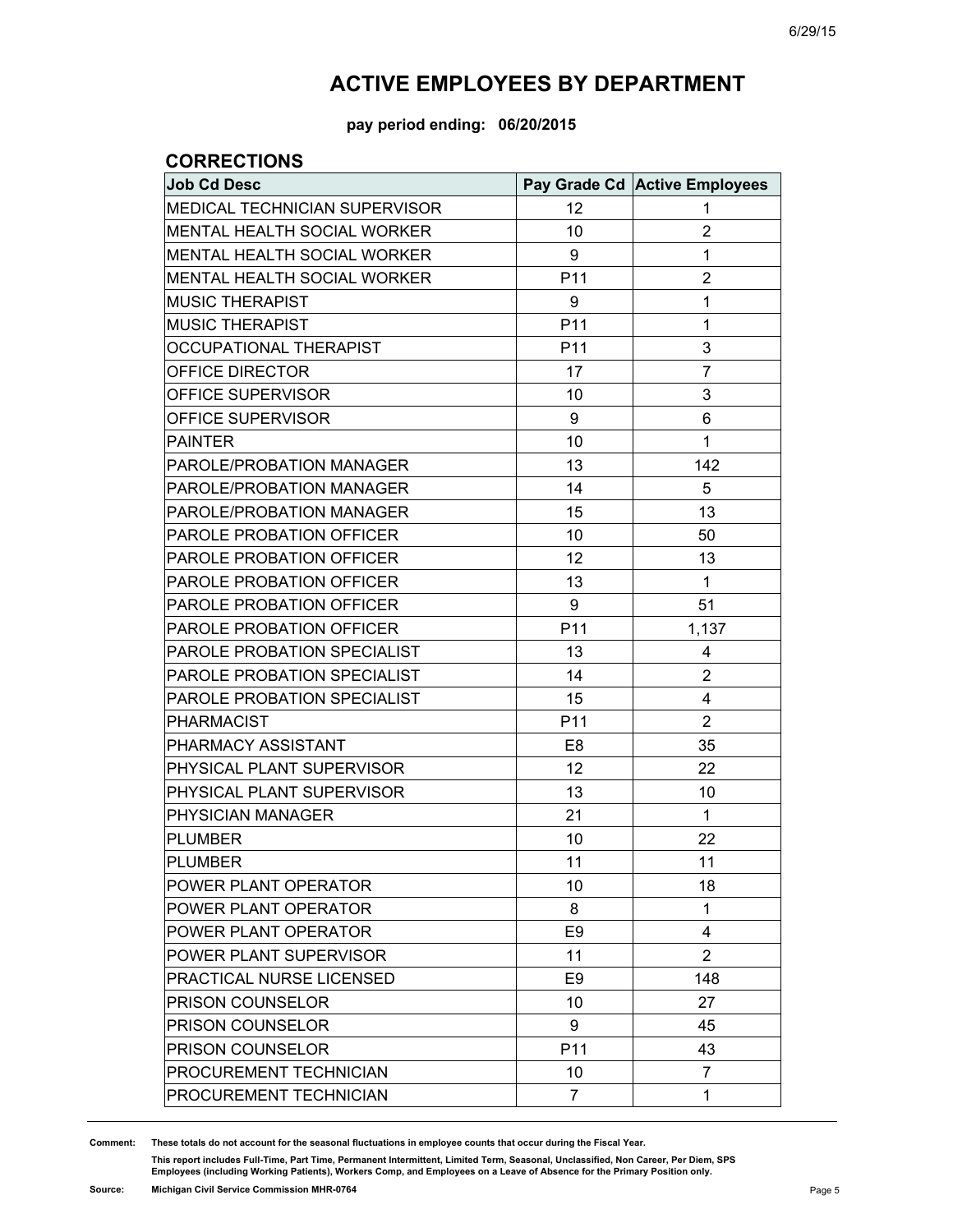# ACTIVE EMPLOYEES BY DEPARTMENT

**pay period ending: 06/20/2015**

## CORRECTIONS

| Job Cd Desc | Pay Grade Cd | Active Employees |
|---|---|---|
| MEDICAL TECHNICIAN SUPERVISOR | 12 | 1 |
| MENTAL HEALTH SOCIAL WORKER | 10 | 2 |
| MENTAL HEALTH SOCIAL WORKER | 9 | 1 |
| MENTAL HEALTH SOCIAL WORKER | P11 | 2 |
| MUSIC THERAPIST | 9 | 1 |
| MUSIC THERAPIST | P11 | 1 |
| OCCUPATIONAL THERAPIST | P11 | 3 |
| OFFICE DIRECTOR | 17 | 7 |
| OFFICE SUPERVISOR | 10 | 3 |
| OFFICE SUPERVISOR | 9 | 6 |
| PAINTER | 10 | 1 |
| PAROLE/PROBATION MANAGER | 13 | 142 |
| PAROLE/PROBATION MANAGER | 14 | 5 |
| PAROLE/PROBATION MANAGER | 15 | 13 |
| PAROLE PROBATION OFFICER | 10 | 50 |
| PAROLE PROBATION OFFICER | 12 | 13 |
| PAROLE PROBATION OFFICER | 13 | 1 |
| PAROLE PROBATION OFFICER | 9 | 51 |
| PAROLE PROBATION OFFICER | P11 | 1,137 |
| PAROLE PROBATION SPECIALIST | 13 | 4 |
| PAROLE PROBATION SPECIALIST | 14 | 2 |
| PAROLE PROBATION SPECIALIST | 15 | 4 |
| PHARMACIST | P11 | 2 |
| PHARMACY ASSISTANT | E8 | 35 |
| PHYSICAL PLANT SUPERVISOR | 12 | 22 |
| PHYSICAL PLANT SUPERVISOR | 13 | 10 |
| PHYSICIAN MANAGER | 21 | 1 |
| PLUMBER | 10 | 22 |
| PLUMBER | 11 | 11 |
| POWER PLANT OPERATOR | 10 | 18 |
| POWER PLANT OPERATOR | 8 | 1 |
| POWER PLANT OPERATOR | E9 | 4 |
| POWER PLANT SUPERVISOR | 11 | 2 |
| PRACTICAL NURSE LICENSED | E9 | 148 |
| PRISON COUNSELOR | 10 | 27 |
| PRISON COUNSELOR | 9 | 45 |
| PRISON COUNSELOR | P11 | 43 |
| PROCUREMENT TECHNICIAN | 10 | 7 |
| PROCUREMENT TECHNICIAN | 7 | 1 |

**Comment:** **These totals do not account for the seasonal fluctuations in employee counts that occur during the Fiscal Year.**

**This report includes Full-Time, Part Time, Permanent Intermittent, Limited Term, Seasonal, Unclassified, Non Career, Per Diem, SPS Employees (including Working Patients), Workers Comp, and Employees on a Leave of Absence for the Primary Position only.**

**Source:** **Michigan Civil Service Commission MHR-0764**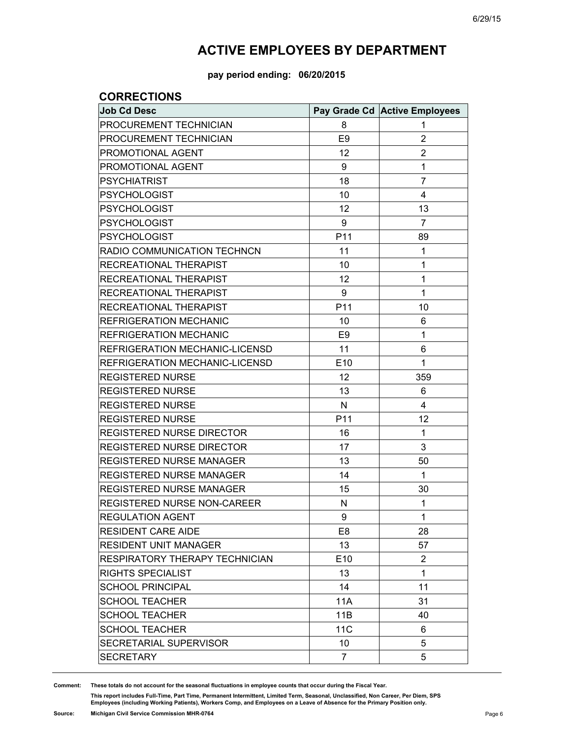# ACTIVE EMPLOYEES BY DEPARTMENT

**pay period ending: 06/20/2015**

## CORRECTIONS

| Job Cd Desc | Pay Grade Cd | Active Employees |
|---|---|---|
| PROCUREMENT TECHNICIAN | 8 | 1 |
| PROCUREMENT TECHNICIAN | E9 | 2 |
| PROMOTIONAL AGENT | 12 | 2 |
| PROMOTIONAL AGENT | 9 | 1 |
| PSYCHIATRIST | 18 | 7 |
| PSYCHOLOGIST | 10 | 4 |
| PSYCHOLOGIST | 12 | 13 |
| PSYCHOLOGIST | 9 | 7 |
| PSYCHOLOGIST | P11 | 89 |
| RADIO COMMUNICATION TECHNCN | 11 | 1 |
| RECREATIONAL THERAPIST | 10 | 1 |
| RECREATIONAL THERAPIST | 12 | 1 |
| RECREATIONAL THERAPIST | 9 | 1 |
| RECREATIONAL THERAPIST | P11 | 10 |
| REFRIGERATION MECHANIC | 10 | 6 |
| REFRIGERATION MECHANIC | E9 | 1 |
| REFRIGERATION MECHANIC-LICENSD | 11 | 6 |
| REFRIGERATION MECHANIC-LICENSD | E10 | 1 |
| REGISTERED NURSE | 12 | 359 |
| REGISTERED NURSE | 13 | 6 |
| REGISTERED NURSE | N | 4 |
| REGISTERED NURSE | P11 | 12 |
| REGISTERED NURSE DIRECTOR | 16 | 1 |
| REGISTERED NURSE DIRECTOR | 17 | 3 |
| REGISTERED NURSE MANAGER | 13 | 50 |
| REGISTERED NURSE MANAGER | 14 | 1 |
| REGISTERED NURSE MANAGER | 15 | 30 |
| REGISTERED NURSE NON-CAREER | N | 1 |
| REGULATION AGENT | 9 | 1 |
| RESIDENT CARE AIDE | E8 | 28 |
| RESIDENT UNIT MANAGER | 13 | 57 |
| RESPIRATORY THERAPY TECHNICIAN | E10 | 2 |
| RIGHTS SPECIALIST | 13 | 1 |
| SCHOOL PRINCIPAL | 14 | 11 |
| SCHOOL TEACHER | 11A | 31 |
| SCHOOL TEACHER | 11B | 40 |
| SCHOOL TEACHER | 11C | 6 |
| SECRETARIAL SUPERVISOR | 10 | 5 |
| SECRETARY | 7 | 5 |

**Comment:** These totals do not account for the seasonal fluctuations in employee counts that occur during the Fiscal Year.

This report includes Full-Time, Part Time, Permanent Intermittent, Limited Term, Seasonal, Unclassified, Non Career, Per Diem, SPS Employees (including Working Patients), Workers Comp, and Employees on a Leave of Absence for the Primary Position only.

**Source:** Michigan Civil Service Commission MHR-0764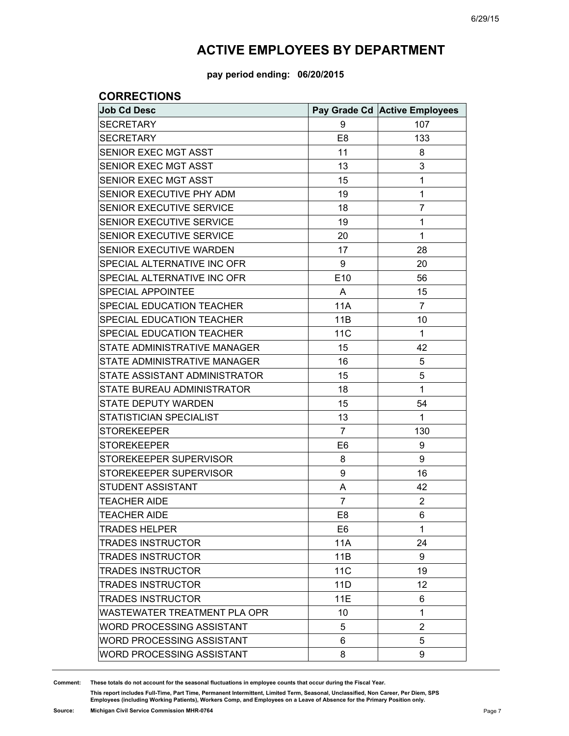# ACTIVE EMPLOYEES BY DEPARTMENT

**pay period ending: 06/20/2015**

## CORRECTIONS

| Job Cd Desc | Pay Grade Cd | Active Employees |
|---|---|---|
| SECRETARY | 9 | 107 |
| SECRETARY | E8 | 133 |
| SENIOR EXEC MGT ASST | 11 | 8 |
| SENIOR EXEC MGT ASST | 13 | 3 |
| SENIOR EXEC MGT ASST | 15 | 1 |
| SENIOR EXECUTIVE PHY ADM | 19 | 1 |
| SENIOR EXECUTIVE SERVICE | 18 | 7 |
| SENIOR EXECUTIVE SERVICE | 19 | 1 |
| SENIOR EXECUTIVE SERVICE | 20 | 1 |
| SENIOR EXECUTIVE WARDEN | 17 | 28 |
| SPECIAL ALTERNATIVE INC OFR | 9 | 20 |
| SPECIAL ALTERNATIVE INC OFR | E10 | 56 |
| SPECIAL APPOINTEE | A | 15 |
| SPECIAL EDUCATION TEACHER | 11A | 7 |
| SPECIAL EDUCATION TEACHER | 11B | 10 |
| SPECIAL EDUCATION TEACHER | 11C | 1 |
| STATE ADMINISTRATIVE MANAGER | 15 | 42 |
| STATE ADMINISTRATIVE MANAGER | 16 | 5 |
| STATE ASSISTANT ADMINISTRATOR | 15 | 5 |
| STATE BUREAU ADMINISTRATOR | 18 | 1 |
| STATE DEPUTY WARDEN | 15 | 54 |
| STATISTICIAN SPECIALIST | 13 | 1 |
| STOREKEEPER | 7 | 130 |
| STOREKEEPER | E6 | 9 |
| STOREKEEPER SUPERVISOR | 8 | 9 |
| STOREKEEPER SUPERVISOR | 9 | 16 |
| STUDENT ASSISTANT | A | 42 |
| TEACHER AIDE | 7 | 2 |
| TEACHER AIDE | E8 | 6 |
| TRADES HELPER | E6 | 1 |
| TRADES INSTRUCTOR | 11A | 24 |
| TRADES INSTRUCTOR | 11B | 9 |
| TRADES INSTRUCTOR | 11C | 19 |
| TRADES INSTRUCTOR | 11D | 12 |
| TRADES INSTRUCTOR | 11E | 6 |
| WASTEWATER TREATMENT PLA OPR | 10 | 1 |
| WORD PROCESSING ASSISTANT | 5 | 2 |
| WORD PROCESSING ASSISTANT | 6 | 5 |
| WORD PROCESSING ASSISTANT | 8 | 9 |

**Comment:** These totals do not account for the seasonal fluctuations in employee counts that occur during the Fiscal Year.

This report includes Full-Time, Part Time, Permanent Intermittent, Limited Term, Seasonal, Unclassified, Non Career, Per Diem, SPS Employees (including Working Patients), Workers Comp, and Employees on a Leave of Absence for the Primary Position only.

**Source:** Michigan Civil Service Commission MHR-0764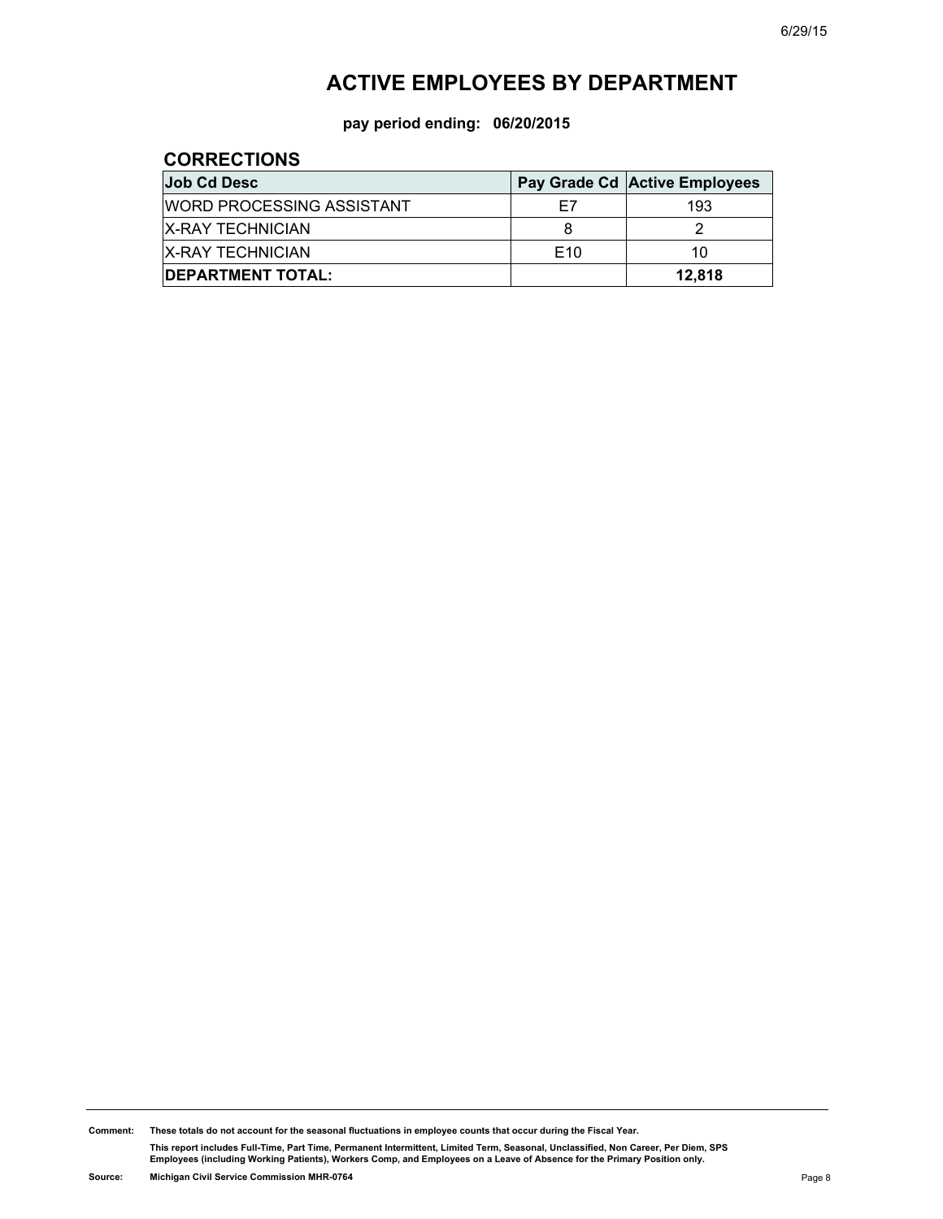# ACTIVE EMPLOYEES BY DEPARTMENT

**pay period ending: 06/20/2015**

## CORRECTIONS

| Job Cd Desc | Pay Grade Cd | Active Employees |
|---|---|---|
| WORD PROCESSING ASSISTANT | E7 | 193 |
| X-RAY TECHNICIAN | 8 | 2 |
| X-RAY TECHNICIAN | E10 | 10 |
| **DEPARTMENT TOTAL:** | | **12,818** |

**Comment:** These totals do not account for the seasonal fluctuations in employee counts that occur during the Fiscal Year.

This report includes Full-Time, Part Time, Permanent Intermittent, Limited Term, Seasonal, Unclassified, Non Career, Per Diem, SPS Employees (including Working Patients), Workers Comp, and Employees on a Leave of Absence for the Primary Position only.

**Source:** Michigan Civil Service Commission MHR-0764